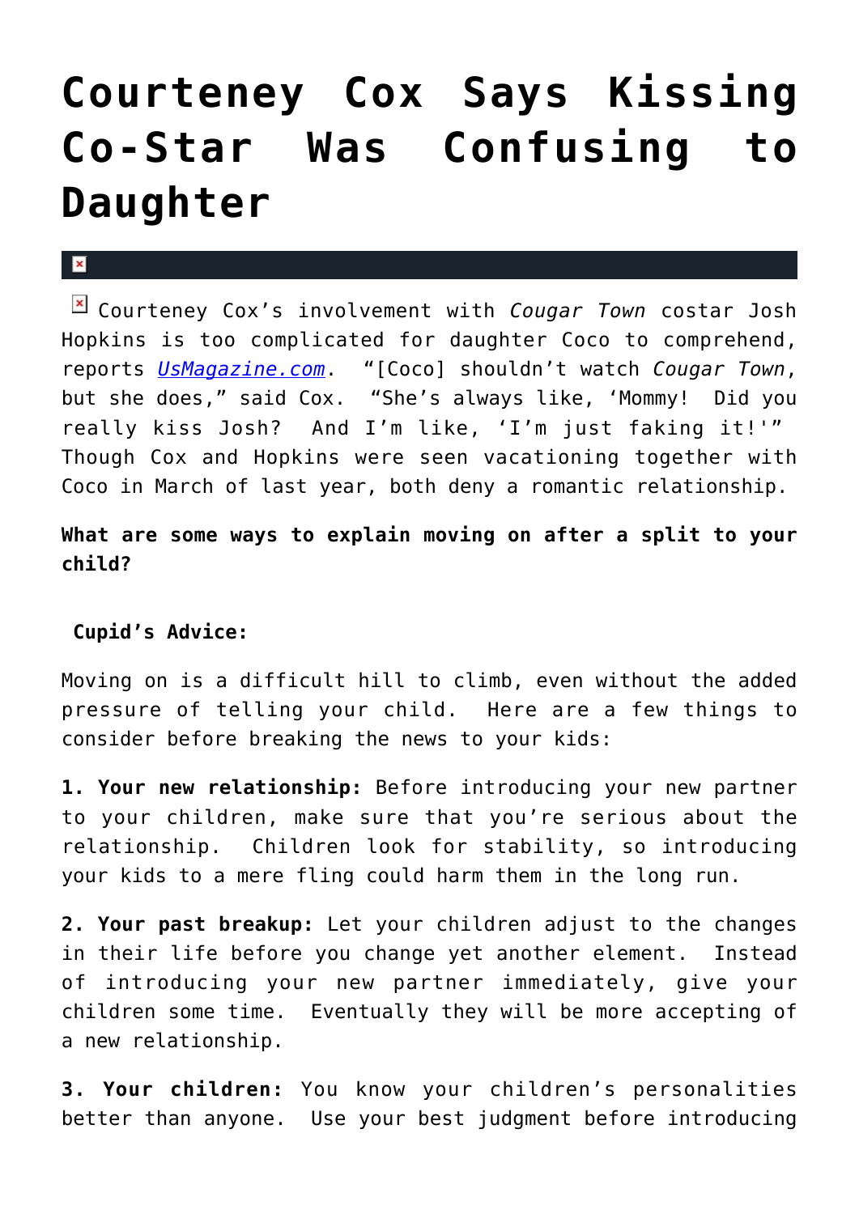# Courteney Cox Says Kissing Co-Star Was Confusing to Daughter

Courteney Cox's involvement with *Cougar Town* costar Josh Hopkins is too complicated for daughter Coco to comprehend, reports *UsMagazine.com*. "[Coco] shouldn't watch *Cougar Town*, but she does," said Cox. "She's always like, 'Mommy! Did you really kiss Josh? And I'm like, 'I'm just faking it!'" Though Cox and Hopkins were seen vacationing together with Coco in March of last year, both deny a romantic relationship.

**What are some ways to explain moving on after a split to your child?**

**Cupid's Advice:**

Moving on is a difficult hill to climb, even without the added pressure of telling your child. Here are a few things to consider before breaking the news to your kids:

**1. Your new relationship:** Before introducing your new partner to your children, make sure that you're serious about the relationship. Children look for stability, so introducing your kids to a mere fling could harm them in the long run.

**2. Your past breakup:** Let your children adjust to the changes in their life before you change yet another element. Instead of introducing your new partner immediately, give your children some time. Eventually they will be more accepting of a new relationship.

**3. Your children:** You know your children's personalities better than anyone. Use your best judgment before introducing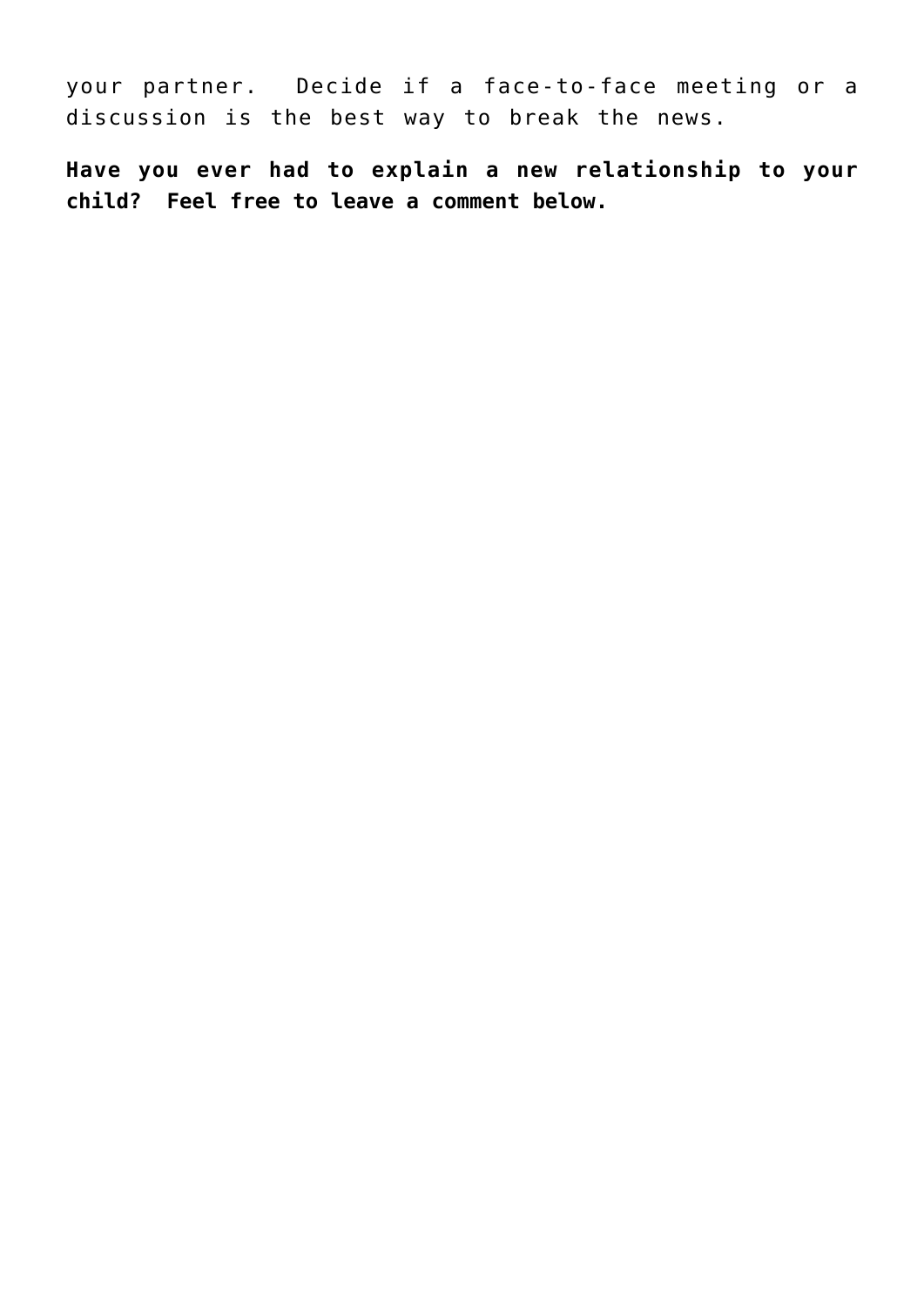your partner. Decide if a face-to-face meeting or a discussion is the best way to break the news.

**Have you ever had to explain a new relationship to your child? Feel free to leave a comment below.**